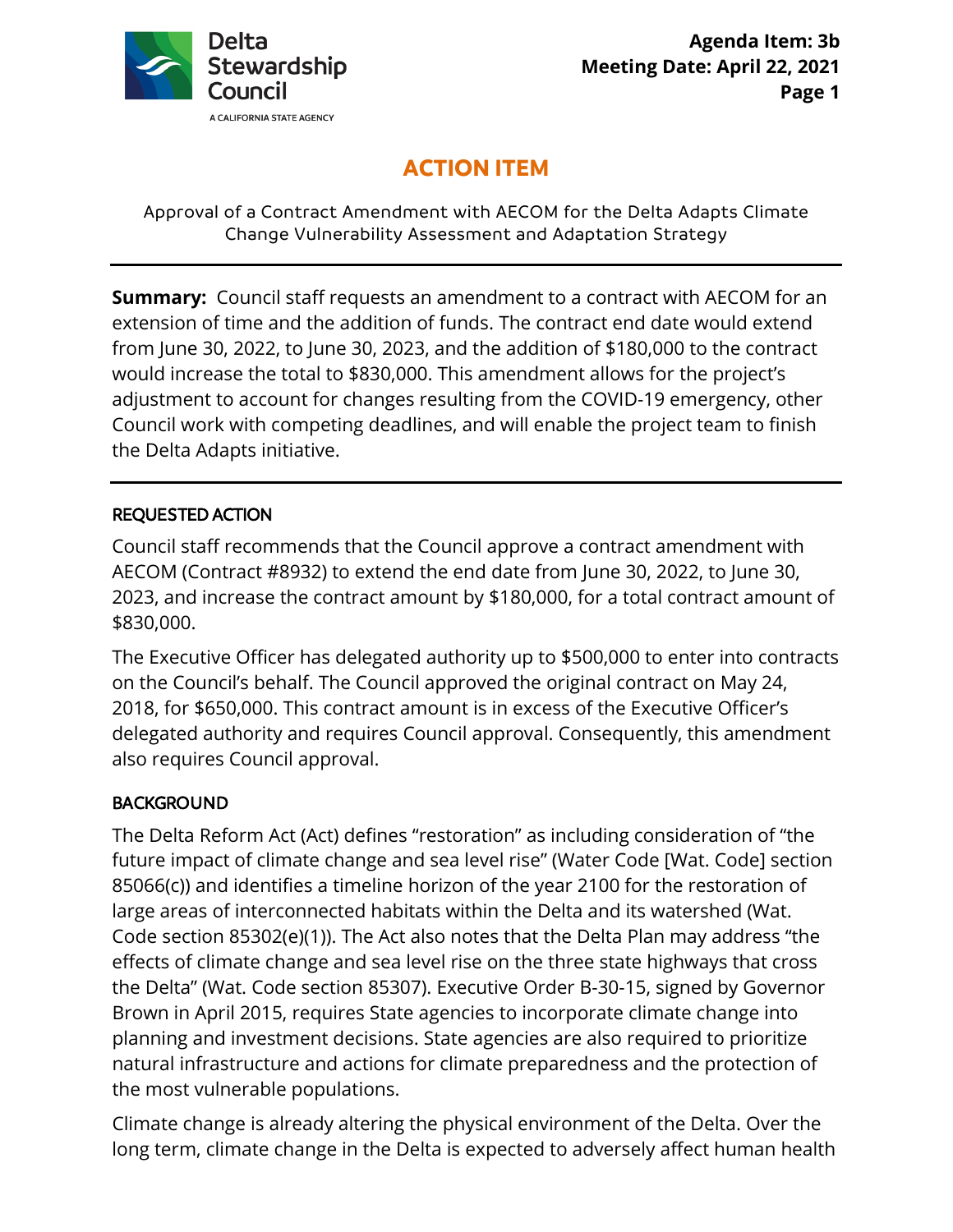# ACTION ITEM

Approval of a Contract Amendment with AECOM for the Delta Adapts Climate Change Vulnerability Assessment and Adaptation Strategy

---

**Summary:** Council staff requests an amendment to a contract with AECOM for an extension of time and the addition of funds. The contract end date would extend from June 30, 2022, to June 30, 2023, and the addition of $180,000 to the contract would increase the total to $830,000. This amendment allows for the project's adjustment to account for changes resulting from the COVID-19 emergency, other Council work with competing deadlines, and will enable the project team to finish the Delta Adapts initiative.

---

## REQUESTED ACTION

Council staff recommends that the Council approve a contract amendment with AECOM (Contract #8932) to extend the end date from June 30, 2022, to June 30, 2023, and increase the contract amount by $180,000, for a total contract amount of $830,000.

The Executive Officer has delegated authority up to $500,000 to enter into contracts on the Council's behalf. The Council approved the original contract on May 24, 2018, for $650,000. This contract amount is in excess of the Executive Officer's delegated authority and requires Council approval. Consequently, this amendment also requires Council approval.

## BACKGROUND

The Delta Reform Act (Act) defines "restoration" as including consideration of "the future impact of climate change and sea level rise" (Water Code [Wat. Code] section 85066(c)) and identifies a timeline horizon of the year 2100 for the restoration of large areas of interconnected habitats within the Delta and its watershed (Wat. Code section 85302(e)(1)). The Act also notes that the Delta Plan may address "the effects of climate change and sea level rise on the three state highways that cross the Delta" (Wat. Code section 85307). Executive Order B-30-15, signed by Governor Brown in April 2015, requires State agencies to incorporate climate change into planning and investment decisions. State agencies are also required to prioritize natural infrastructure and actions for climate preparedness and the protection of the most vulnerable populations.

Climate change is already altering the physical environment of the Delta. Over the long term, climate change in the Delta is expected to adversely affect human health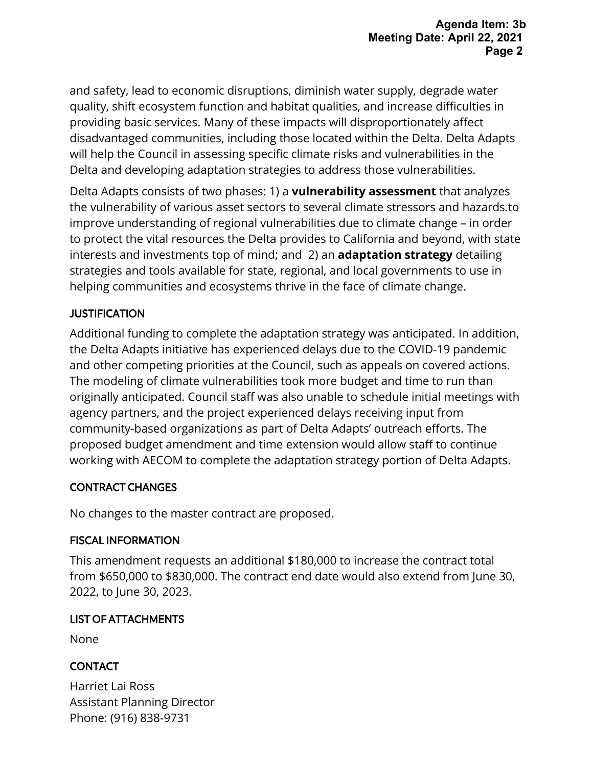and safety, lead to economic disruptions, diminish water supply, degrade water quality, shift ecosystem function and habitat qualities, and increase difficulties in providing basic services. Many of these impacts will disproportionately affect disadvantaged communities, including those located within the Delta. Delta Adapts will help the Council in assessing specific climate risks and vulnerabilities in the Delta and developing adaptation strategies to address those vulnerabilities.

Delta Adapts consists of two phases: 1) a **vulnerability assessment** that analyzes the vulnerability of various asset sectors to several climate stressors and hazards.to improve understanding of regional vulnerabilities due to climate change – in order to protect the vital resources the Delta provides to California and beyond, with state interests and investments top of mind; and 2) an **adaptation strategy** detailing strategies and tools available for state, regional, and local governments to use in helping communities and ecosystems thrive in the face of climate change.

## JUSTIFICATION

Additional funding to complete the adaptation strategy was anticipated. In addition, the Delta Adapts initiative has experienced delays due to the COVID-19 pandemic and other competing priorities at the Council, such as appeals on covered actions. The modeling of climate vulnerabilities took more budget and time to run than originally anticipated. Council staff was also unable to schedule initial meetings with agency partners, and the project experienced delays receiving input from community-based organizations as part of Delta Adapts' outreach efforts. The proposed budget amendment and time extension would allow staff to continue working with AECOM to complete the adaptation strategy portion of Delta Adapts.

## CONTRACT CHANGES

No changes to the master contract are proposed.

## FISCAL INFORMATION

This amendment requests an additional $180,000 to increase the contract total from $650,000 to $830,000. The contract end date would also extend from June 30, 2022, to June 30, 2023.

## LIST OF ATTACHMENTS

None

## CONTACT

Harriet Lai Ross
Assistant Planning Director
Phone: (916) 838-9731